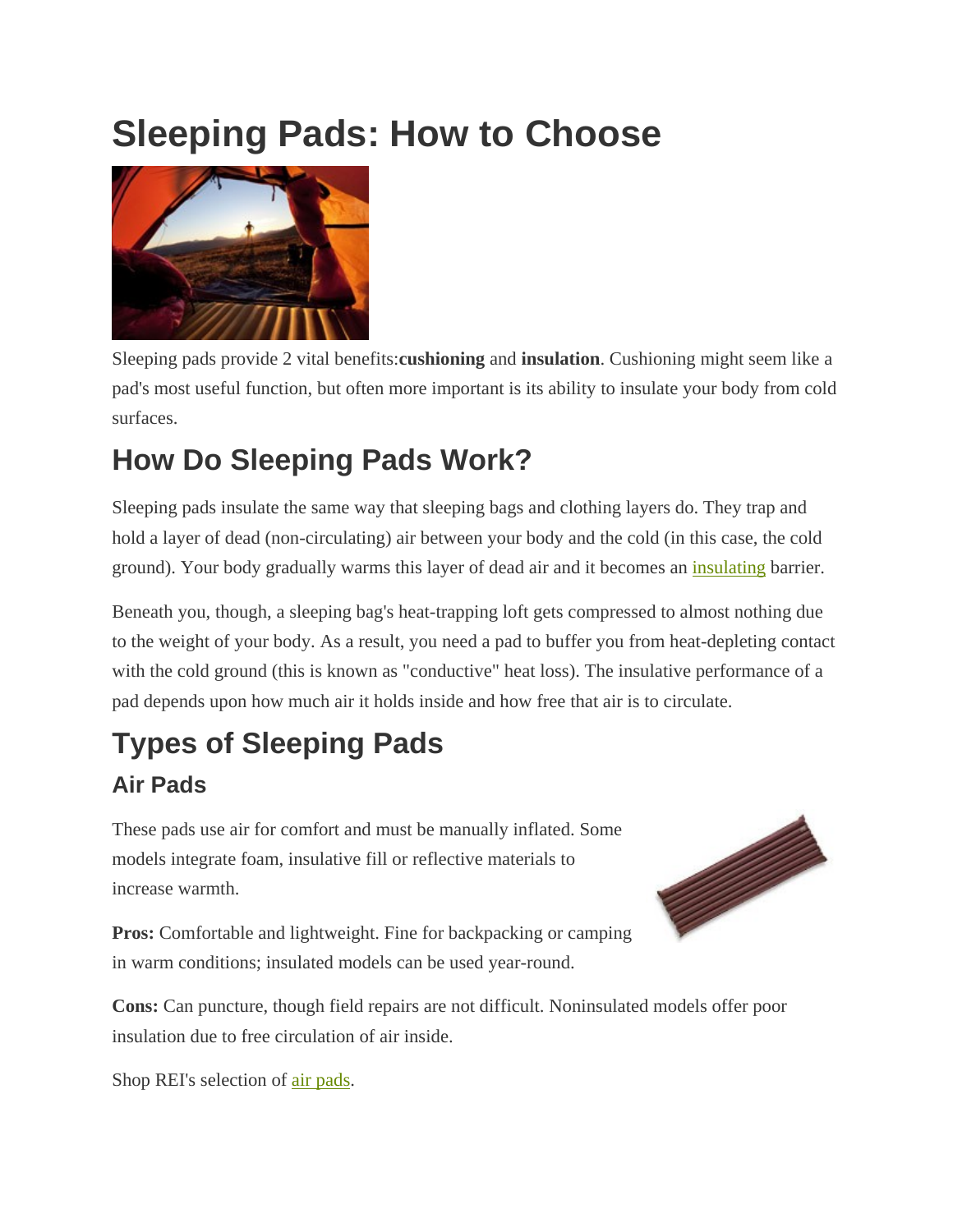# Sleeping Pads: How to Choose

Sleeping pads provide 2 vital benefits:**cushioning** and **insulation**. Cushioning might seem like a pad's most useful function, but often more important is its ability to insulate your body from cold surfaces.

## How Do Sleeping Pads Work?

Sleeping pads insulate the same way that sleeping bags and clothing layers do. They trap and hold a layer of dead (non-circulating) air between your body and the cold (in this case, the cold ground). Your body gradually warms this layer of dead air and it becomes an insulating barrier.

Beneath you, though, a sleeping bag's heat-trapping loft gets compressed to almost nothing due to the weight of your body. As a result, you need a pad to buffer you from heat-depleting contact with the cold ground (this is known as "conductive" heat loss). The insulative performance of a pad depends upon how much air it holds inside and how free that air is to circulate.

## Types of Sleeping Pads

### Air Pads

These pads use air for comfort and must be manually inflated. Some models integrate foam, insulative fill or reflective materials to increase warmth.

**Pros:** Comfortable and lightweight. Fine for backpacking or camping in warm conditions; insulated models can be used year-round.

**Cons:** Can puncture, though field repairs are not difficult. Noninsulated models offer poor insulation due to free circulation of air inside.

Shop REI's selection of air pads.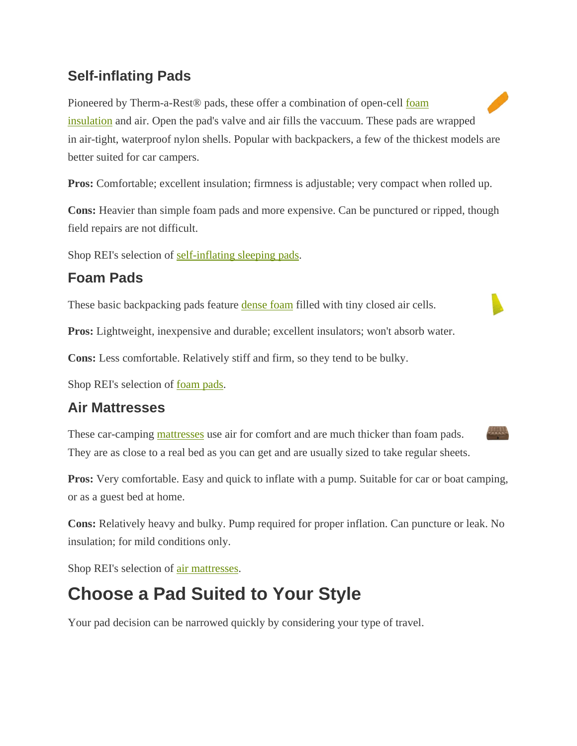### Self-inflating Pads

Pioneered by Therm-a-Rest® pads, these offer a combination of open-cell foam insulation and air. Open the pad's valve and air fills the vaccuum. These pads are wrapped in air-tight, waterproof nylon shells. Popular with backpackers, a few of the thickest models are better suited for car campers.

**Pros:** Comfortable; excellent insulation; firmness is adjustable; very compact when rolled up.

**Cons:** Heavier than simple foam pads and more expensive. Can be punctured or ripped, though field repairs are not difficult.

Shop REI's selection of self-inflating sleeping pads.

### Foam Pads

These basic backpacking pads feature dense foam filled with tiny closed air cells.

**Pros:** Lightweight, inexpensive and durable; excellent insulators; won't absorb water.

**Cons:** Less comfortable. Relatively stiff and firm, so they tend to be bulky.

Shop REI's selection of foam pads.

### Air Mattresses

These car-camping mattresses use air for comfort and are much thicker than foam pads. They are as close to a real bed as you can get and are usually sized to take regular sheets.

**Pros:** Very comfortable. Easy and quick to inflate with a pump. Suitable for car or boat camping, or as a guest bed at home.

**Cons:** Relatively heavy and bulky. Pump required for proper inflation. Can puncture or leak. No insulation; for mild conditions only.

Shop REI's selection of air mattresses.

## Choose a Pad Suited to Your Style

Your pad decision can be narrowed quickly by considering your type of travel.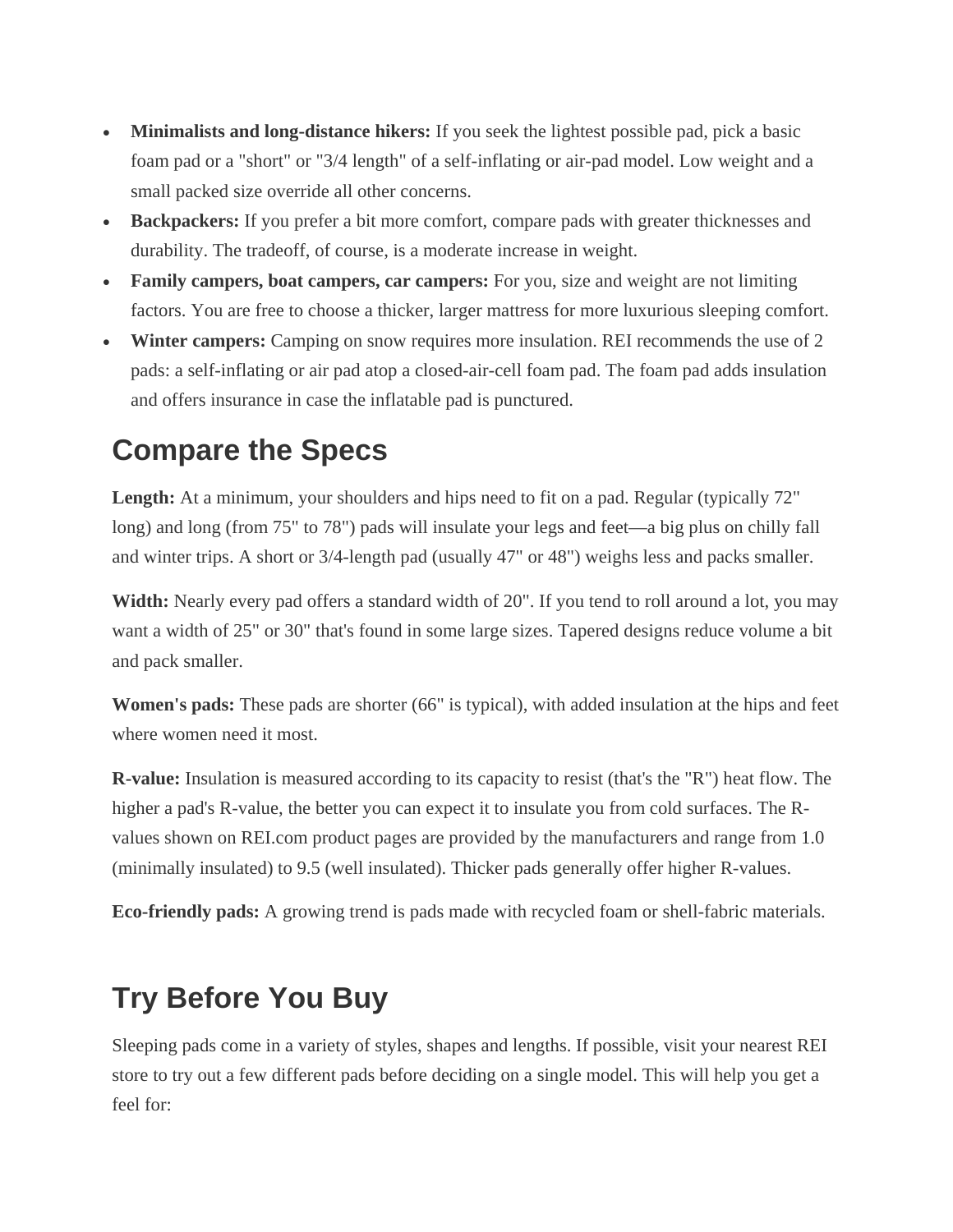- **Minimalists and long-distance hikers:** If you seek the lightest possible pad, pick a basic foam pad or a "short" or "3/4 length" of a self-inflating or air-pad model. Low weight and a small packed size override all other concerns.
- **Backpackers:** If you prefer a bit more comfort, compare pads with greater thicknesses and durability. The tradeoff, of course, is a moderate increase in weight.
- **Family campers, boat campers, car campers:** For you, size and weight are not limiting factors. You are free to choose a thicker, larger mattress for more luxurious sleeping comfort.
- **Winter campers:** Camping on snow requires more insulation. REI recommends the use of 2 pads: a self-inflating or air pad atop a closed-air-cell foam pad. The foam pad adds insulation and offers insurance in case the inflatable pad is punctured.

## Compare the Specs

**Length:** At a minimum, your shoulders and hips need to fit on a pad. Regular (typically 72" long) and long (from 75" to 78") pads will insulate your legs and feet—a big plus on chilly fall and winter trips. A short or 3/4-length pad (usually 47" or 48") weighs less and packs smaller.

**Width:** Nearly every pad offers a standard width of 20". If you tend to roll around a lot, you may want a width of 25" or 30" that's found in some large sizes. Tapered designs reduce volume a bit and pack smaller.

**Women's pads:** These pads are shorter (66" is typical), with added insulation at the hips and feet where women need it most.

**R-value:** Insulation is measured according to its capacity to resist (that's the "R") heat flow. The higher a pad's R-value, the better you can expect it to insulate you from cold surfaces. The R-values shown on REI.com product pages are provided by the manufacturers and range from 1.0 (minimally insulated) to 9.5 (well insulated). Thicker pads generally offer higher R-values.

**Eco-friendly pads:** A growing trend is pads made with recycled foam or shell-fabric materials.

## Try Before You Buy

Sleeping pads come in a variety of styles, shapes and lengths. If possible, visit your nearest REI store to try out a few different pads before deciding on a single model. This will help you get a feel for: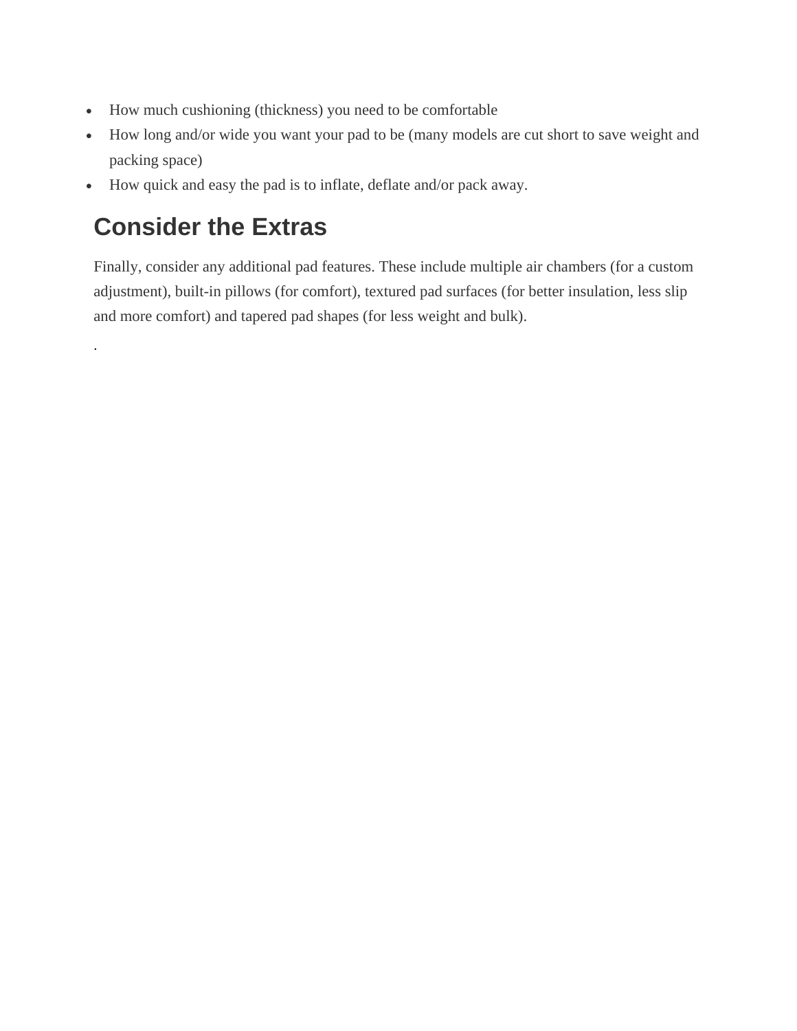- How much cushioning (thickness) you need to be comfortable
- How long and/or wide you want your pad to be (many models are cut short to save weight and packing space)
- How quick and easy the pad is to inflate, deflate and/or pack away.

## Consider the Extras

Finally, consider any additional pad features. These include multiple air chambers (for a custom adjustment), built-in pillows (for comfort), textured pad surfaces (for better insulation, less slip and more comfort) and tapered pad shapes (for less weight and bulk).

.